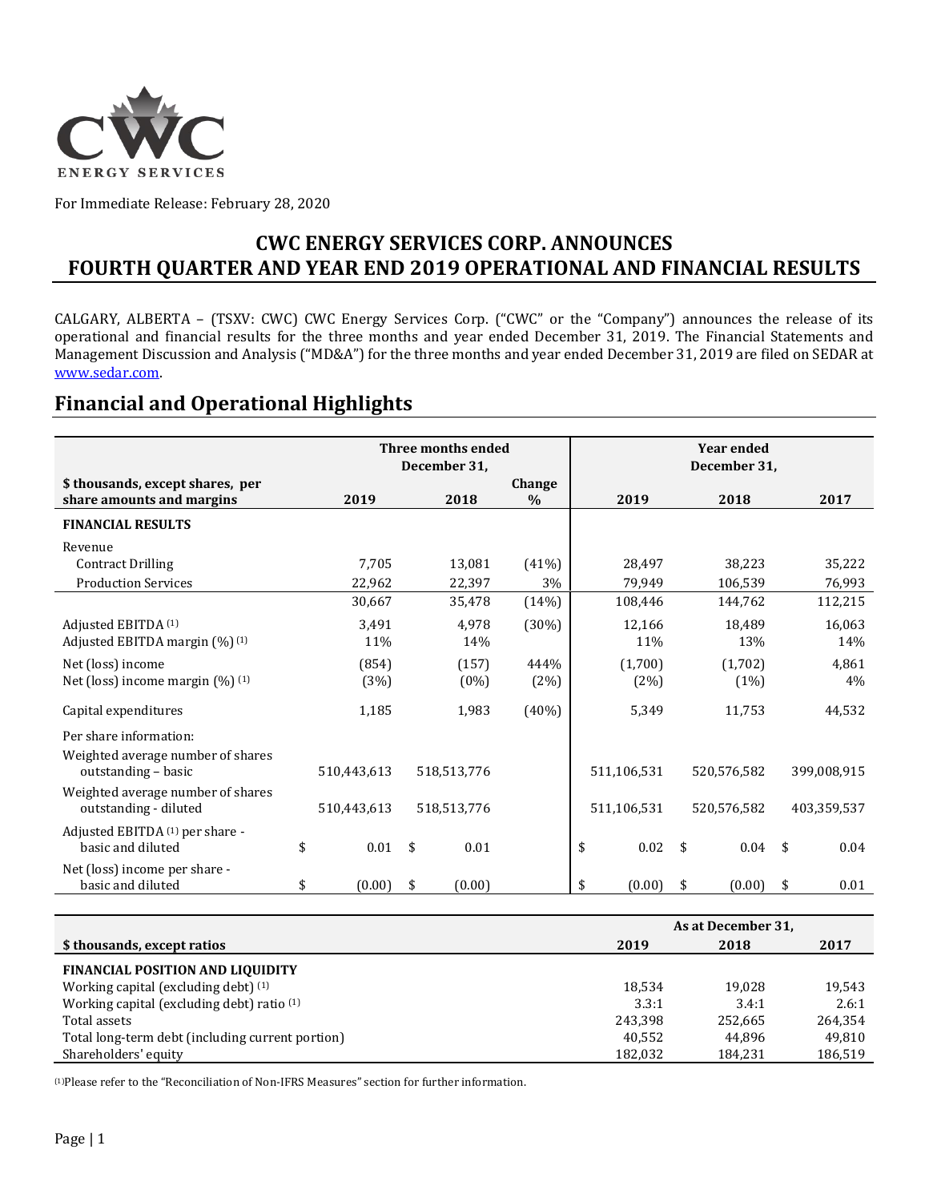For Immediate Release: February 28, 2020

# CWC ENERGY SERVICES CORP. ANNOUNCES FOURTH QUARTER AND YEAR END 2019 OPERATIONAL AND FINANCIAL RESULTS

CALGARY, ALBERTA – (TSXV: CWC) CWC Energy Services Corp. ("CWC" or the "Company") announces the release of its operational and financial results for the three months and year ended December 31, 2019. The Financial Statements and Management Discussion and Analysis ("MD&A") for the three months and year ended December 31, 2019 are filed on SEDAR at www.sedar.com.

## Financial and Operational Highlights

| $ thousands, except shares, per share amounts and margins | Three months ended December 31, 2019 | Three months ended December 31, 2018 | Change % | Year ended December 31, 2019 | Year ended December 31, 2018 | Year ended December 31, 2017 |
|---|---|---|---|---|---|---|
| **FINANCIAL RESULTS** | | | | | | |
| Revenue | | | | | | |
| Contract Drilling | 7,705 | 13,081 | (41%) | 28,497 | 38,223 | 35,222 |
| Production Services | 22,962 | 22,397 | 3% | 79,949 | 106,539 | 76,993 |
| | 30,667 | 35,478 | (14%) | 108,446 | 144,762 | 112,215 |
| Adjusted EBITDA [(1)] | 3,491 | 4,978 | (30%) | 12,166 | 18,489 | 16,063 |
| Adjusted EBITDA margin (%) [(1)] | 11% | 14% | | 11% | 13% | 14% |
| Net (loss) income | (854) | (157) | 444% | (1,700) | (1,702) | 4,861 |
| Net (loss) income margin (%) [(1)] | (3%) | (0%) | (2%) | (2%) | (1%) | 4% |
| Capital expenditures | 1,185 | 1,983 | (40%) | 5,349 | 11,753 | 44,532 |
| Per share information: | | | | | | |
| Weighted average number of shares outstanding – basic | 510,443,613 | 518,513,776 | | 511,106,531 | 520,576,582 | 399,008,915 |
| Weighted average number of shares outstanding - diluted | 510,443,613 | 518,513,776 | | 511,106,531 | 520,576,582 | 403,359,537 |
| Adjusted EBITDA [(1)] per share - basic and diluted | $ 0.01 | $ 0.01 | | $ 0.02 | $ 0.04 | $ 0.04 |
| Net (loss) income per share - basic and diluted | $ (0.00) | $ (0.00) | | $ (0.00) | $ (0.00) | $ 0.01 |

| $ thousands, except ratios | As at December 31, 2019 | 2018 | 2017 |
|---|---|---|---|
| **FINANCIAL POSITION AND LIQUIDITY** | | | |
| Working capital (excluding debt) [(1)] | 18,534 | 19,028 | 19,543 |
| Working capital (excluding debt) ratio [(1)] | 3.3:1 | 3.4:1 | 2.6:1 |
| Total assets | 243,398 | 252,665 | 264,354 |
| Total long-term debt (including current portion) | 40,552 | 44,896 | 49,810 |
| Shareholders' equity | 182,032 | 184,231 | 186,519 |

[(1)]Please refer to the "Reconciliation of Non-IFRS Measures" section for further information.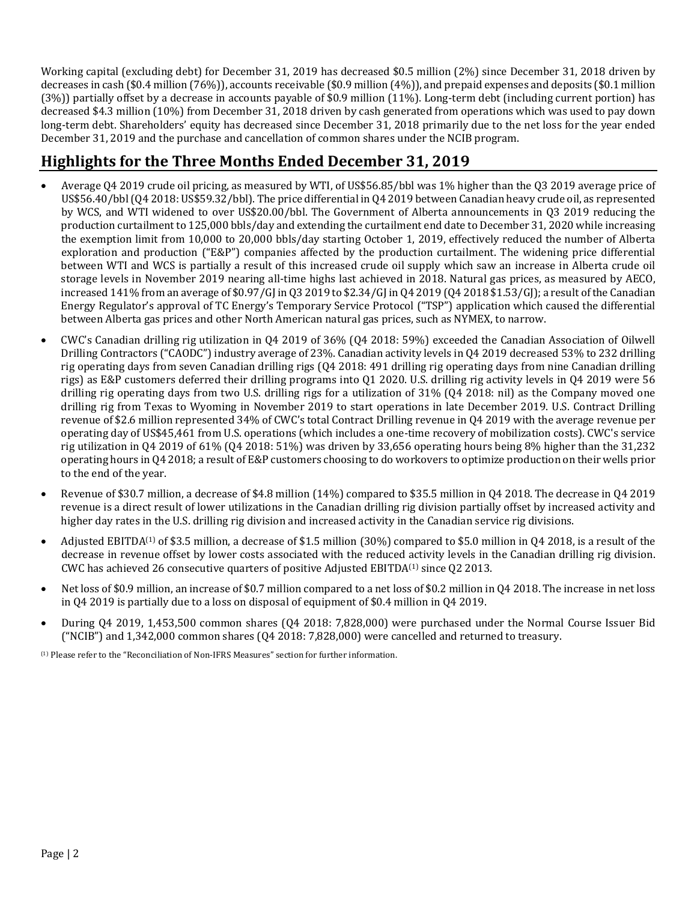Working capital (excluding debt) for December 31, 2019 has decreased $0.5 million (2%) since December 31, 2018 driven by decreases in cash ($0.4 million (76%)), accounts receivable ($0.9 million (4%)), and prepaid expenses and deposits ($0.1 million (3%)) partially offset by a decrease in accounts payable of $0.9 million (11%). Long-term debt (including current portion) has decreased $4.3 million (10%) from December 31, 2018 driven by cash generated from operations which was used to pay down long-term debt. Shareholders' equity has decreased since December 31, 2018 primarily due to the net loss for the year ended December 31, 2019 and the purchase and cancellation of common shares under the NCIB program.

## Highlights for the Three Months Ended December 31, 2019

- Average Q4 2019 crude oil pricing, as measured by WTI, of US$56.85/bbl was 1% higher than the Q3 2019 average price of US$56.40/bbl (Q4 2018: US$59.32/bbl). The price differential in Q4 2019 between Canadian heavy crude oil, as represented by WCS, and WTI widened to over US$20.00/bbl. The Government of Alberta announcements in Q3 2019 reducing the production curtailment to 125,000 bbls/day and extending the curtailment end date to December 31, 2020 while increasing the exemption limit from 10,000 to 20,000 bbls/day starting October 1, 2019, effectively reduced the number of Alberta exploration and production ("E&P") companies affected by the production curtailment. The widening price differential between WTI and WCS is partially a result of this increased crude oil supply which saw an increase in Alberta crude oil storage levels in November 2019 nearing all-time highs last achieved in 2018. Natural gas prices, as measured by AECO, increased 141% from an average of $0.97/GJ in Q3 2019 to $2.34/GJ in Q4 2019 (Q4 2018 $1.53/GJ); a result of the Canadian Energy Regulator's approval of TC Energy's Temporary Service Protocol ("TSP") application which caused the differential between Alberta gas prices and other North American natural gas prices, such as NYMEX, to narrow.
- CWC's Canadian drilling rig utilization in Q4 2019 of 36% (Q4 2018: 59%) exceeded the Canadian Association of Oilwell Drilling Contractors ("CAODC") industry average of 23%. Canadian activity levels in Q4 2019 decreased 53% to 232 drilling rig operating days from seven Canadian drilling rigs (Q4 2018: 491 drilling rig operating days from nine Canadian drilling rigs) as E&P customers deferred their drilling programs into Q1 2020. U.S. drilling rig activity levels in Q4 2019 were 56 drilling rig operating days from two U.S. drilling rigs for a utilization of 31% (Q4 2018: nil) as the Company moved one drilling rig from Texas to Wyoming in November 2019 to start operations in late December 2019. U.S. Contract Drilling revenue of $2.6 million represented 34% of CWC's total Contract Drilling revenue in Q4 2019 with the average revenue per operating day of US$45,461 from U.S. operations (which includes a one-time recovery of mobilization costs). CWC's service rig utilization in Q4 2019 of 61% (Q4 2018: 51%) was driven by 33,656 operating hours being 8% higher than the 31,232 operating hours in Q4 2018; a result of E&P customers choosing to do workovers to optimize production on their wells prior to the end of the year.
- Revenue of $30.7 million, a decrease of $4.8 million (14%) compared to $35.5 million in Q4 2018. The decrease in Q4 2019 revenue is a direct result of lower utilizations in the Canadian drilling rig division partially offset by increased activity and higher day rates in the U.S. drilling rig division and increased activity in the Canadian service rig divisions.
- Adjusted EBITDA[(1)] of $3.5 million, a decrease of $1.5 million (30%) compared to $5.0 million in Q4 2018, is a result of the decrease in revenue offset by lower costs associated with the reduced activity levels in the Canadian drilling rig division. CWC has achieved 26 consecutive quarters of positive Adjusted EBITDA[(1)] since Q2 2013.
- Net loss of $0.9 million, an increase of $0.7 million compared to a net loss of $0.2 million in Q4 2018. The increase in net loss in Q4 2019 is partially due to a loss on disposal of equipment of $0.4 million in Q4 2019.
- During Q4 2019, 1,453,500 common shares (Q4 2018: 7,828,000) were purchased under the Normal Course Issuer Bid ("NCIB") and 1,342,000 common shares (Q4 2018: 7,828,000) were cancelled and returned to treasury.

[(1)] Please refer to the "Reconciliation of Non-IFRS Measures" section for further information.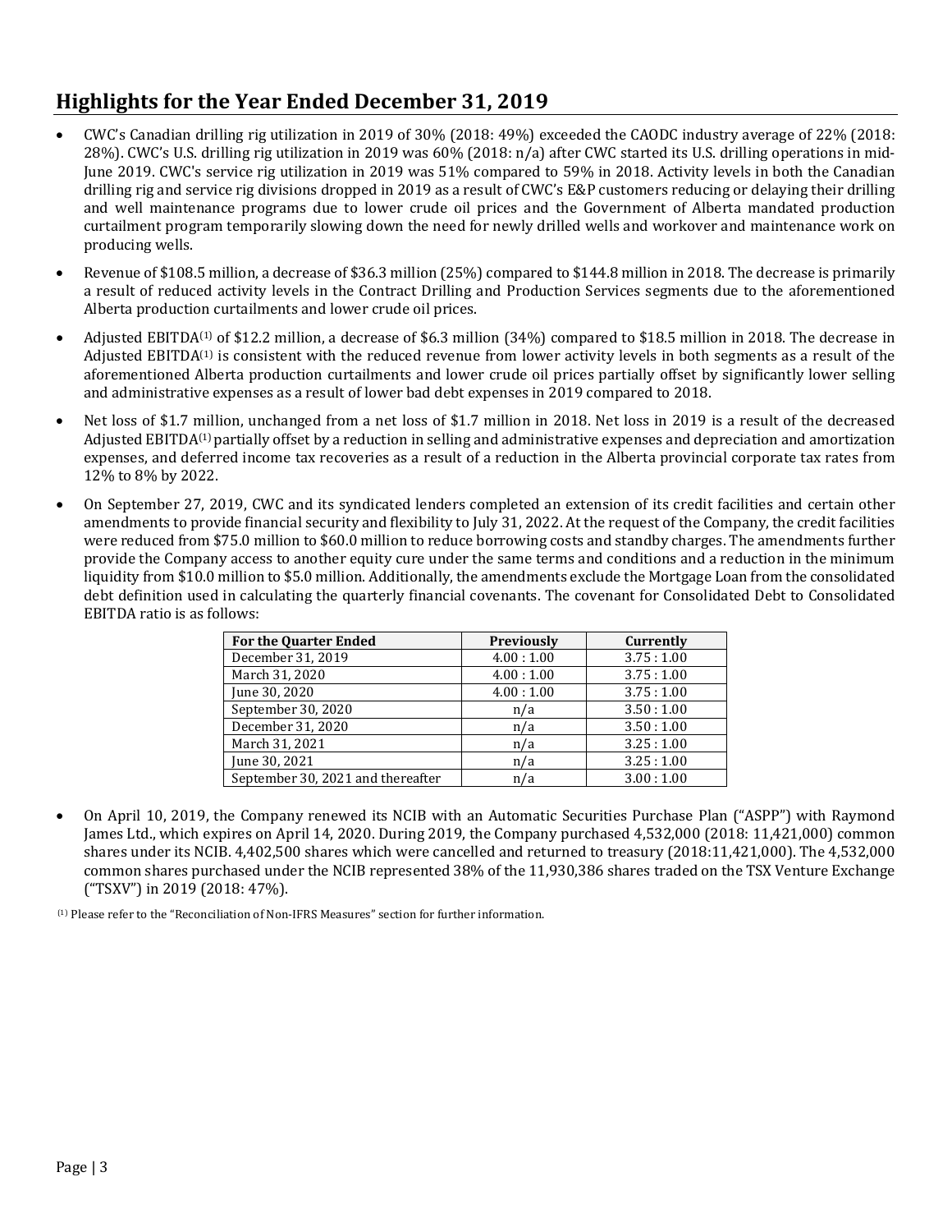## Highlights for the Year Ended December 31, 2019

- CWC's Canadian drilling rig utilization in 2019 of 30% (2018: 49%) exceeded the CAODC industry average of 22% (2018: 28%). CWC's U.S. drilling rig utilization in 2019 was 60% (2018: n/a) after CWC started its U.S. drilling operations in mid-June 2019. CWC's service rig utilization in 2019 was 51% compared to 59% in 2018. Activity levels in both the Canadian drilling rig and service rig divisions dropped in 2019 as a result of CWC's E&P customers reducing or delaying their drilling and well maintenance programs due to lower crude oil prices and the Government of Alberta mandated production curtailment program temporarily slowing down the need for newly drilled wells and workover and maintenance work on producing wells.
- Revenue of $108.5 million, a decrease of $36.3 million (25%) compared to $144.8 million in 2018. The decrease is primarily a result of reduced activity levels in the Contract Drilling and Production Services segments due to the aforementioned Alberta production curtailments and lower crude oil prices.
- Adjusted EBITDA[1] of $12.2 million, a decrease of $6.3 million (34%) compared to $18.5 million in 2018. The decrease in Adjusted EBITDA[1] is consistent with the reduced revenue from lower activity levels in both segments as a result of the aforementioned Alberta production curtailments and lower crude oil prices partially offset by significantly lower selling and administrative expenses as a result of lower bad debt expenses in 2019 compared to 2018.
- Net loss of $1.7 million, unchanged from a net loss of $1.7 million in 2018. Net loss in 2019 is a result of the decreased Adjusted EBITDA[1] partially offset by a reduction in selling and administrative expenses and depreciation and amortization expenses, and deferred income tax recoveries as a result of a reduction in the Alberta provincial corporate tax rates from 12% to 8% by 2022.
- On September 27, 2019, CWC and its syndicated lenders completed an extension of its credit facilities and certain other amendments to provide financial security and flexibility to July 31, 2022. At the request of the Company, the credit facilities were reduced from $75.0 million to $60.0 million to reduce borrowing costs and standby charges. The amendments further provide the Company access to another equity cure under the same terms and conditions and a reduction in the minimum liquidity from $10.0 million to $5.0 million. Additionally, the amendments exclude the Mortgage Loan from the consolidated debt definition used in calculating the quarterly financial covenants. The covenant for Consolidated Debt to Consolidated EBITDA ratio is as follows:

| For the Quarter Ended | Previously | Currently |
|---|---|---|
| December 31, 2019 | 4.00 : 1.00 | 3.75 : 1.00 |
| March 31, 2020 | 4.00 : 1.00 | 3.75 : 1.00 |
| June 30, 2020 | 4.00 : 1.00 | 3.75 : 1.00 |
| September 30, 2020 | n/a | 3.50 : 1.00 |
| December 31, 2020 | n/a | 3.50 : 1.00 |
| March 31, 2021 | n/a | 3.25 : 1.00 |
| June 30, 2021 | n/a | 3.25 : 1.00 |
| September 30, 2021 and thereafter | n/a | 3.00 : 1.00 |

- On April 10, 2019, the Company renewed its NCIB with an Automatic Securities Purchase Plan ("ASPP") with Raymond James Ltd., which expires on April 14, 2020. During 2019, the Company purchased 4,532,000 (2018: 11,421,000) common shares under its NCIB. 4,402,500 shares which were cancelled and returned to treasury (2018:11,421,000). The 4,532,000 common shares purchased under the NCIB represented 38% of the 11,930,386 shares traded on the TSX Venture Exchange ("TSXV") in 2019 (2018: 47%).

[1] Please refer to the "Reconciliation of Non-IFRS Measures" section for further information.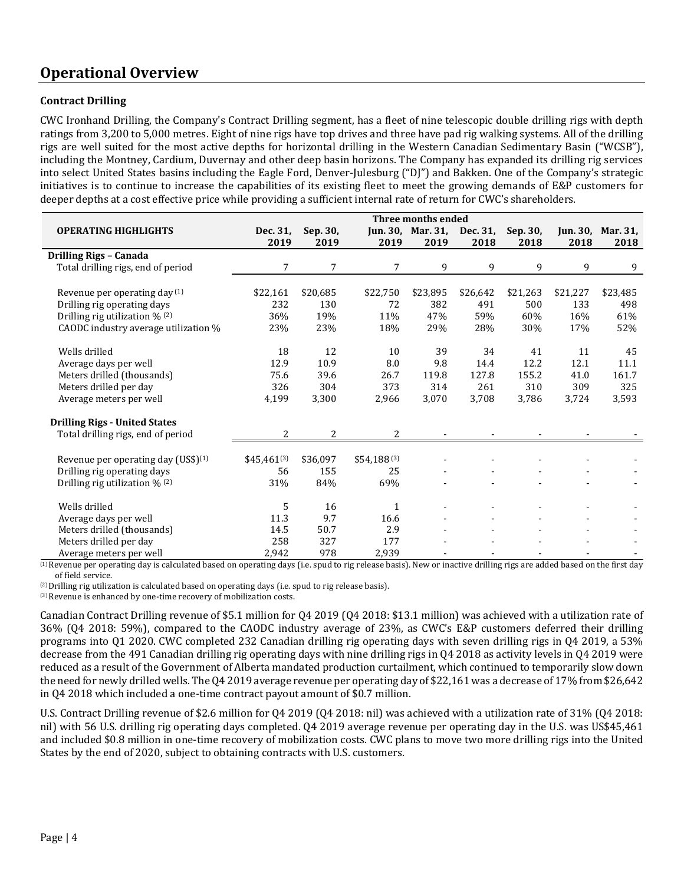## Operational Overview

### Contract Drilling

CWC Ironhand Drilling, the Company's Contract Drilling segment, has a fleet of nine telescopic double drilling rigs with depth ratings from 3,200 to 5,000 metres. Eight of nine rigs have top drives and three have pad rig walking systems. All of the drilling rigs are well suited for the most active depths for horizontal drilling in the Western Canadian Sedimentary Basin ("WCSB"), including the Montney, Cardium, Duvernay and other deep basin horizons. The Company has expanded its drilling rig services into select United States basins including the Eagle Ford, Denver-Julesburg ("DJ") and Bakken. One of the Company's strategic initiatives is to continue to increase the capabilities of its existing fleet to meet the growing demands of E&P customers for deeper depths at a cost effective price while providing a sufficient internal rate of return for CWC's shareholders.

| | Three months ended | | | | | | | |
|---|---|---|---|---|---|---|---|---|
| **OPERATING HIGHLIGHTS** | **Dec. 31, 2019** | **Sep. 30, 2019** | **Jun. 30, 2019** | **Mar. 31, 2019** | **Dec. 31, 2018** | **Sep. 30, 2018** | **Jun. 30, 2018** | **Mar. 31, 2018** |
| **Drilling Rigs – Canada** | | | | | | | | |
| Total drilling rigs, end of period | 7 | 7 | 7 | 9 | 9 | 9 | 9 | 9 |
| Revenue per operating day [1] | $22,161 | $20,685 | $22,750 | $23,895 | $26,642 | $21,263 | $21,227 | $23,485 |
| Drilling rig operating days | 232 | 130 | 72 | 382 | 491 | 500 | 133 | 498 |
| Drilling rig utilization % [2] | 36% | 19% | 11% | 47% | 59% | 60% | 16% | 61% |
| CAODC industry average utilization % | 23% | 23% | 18% | 29% | 28% | 30% | 17% | 52% |
| Wells drilled | 18 | 12 | 10 | 39 | 34 | 41 | 11 | 45 |
| Average days per well | 12.9 | 10.9 | 8.0 | 9.8 | 14.4 | 12.2 | 12.1 | 11.1 |
| Meters drilled (thousands) | 75.6 | 39.6 | 26.7 | 119.8 | 127.8 | 155.2 | 41.0 | 161.7 |
| Meters drilled per day | 326 | 304 | 373 | 314 | 261 | 310 | 309 | 325 |
| Average meters per well | 4,199 | 3,300 | 2,966 | 3,070 | 3,708 | 3,786 | 3,724 | 3,593 |
| **Drilling Rigs - United States** | | | | | | | | |
| Total drilling rigs, end of period | 2 | 2 | 2 | - | - | - | - | - |
| Revenue per operating day (US$)[1] | $45,461[3] | $36,097 | $54,188[3] | - | - | - | - | - |
| Drilling rig operating days | 56 | 155 | 25 | - | - | - | - | - |
| Drilling rig utilization % [2] | 31% | 84% | 69% | - | - | - | - | - |
| Wells drilled | 5 | 16 | 1 | - | - | - | - | - |
| Average days per well | 11.3 | 9.7 | 16.6 | - | - | - | - | - |
| Meters drilled (thousands) | 14.5 | 50.7 | 2.9 | - | - | - | - | - |
| Meters drilled per day | 258 | 327 | 177 | - | - | - | - | - |
| Average meters per well | 2,942 | 978 | 2,939 | - | - | - | - | - |

[1] Revenue per operating day is calculated based on operating days (i.e. spud to rig release basis). New or inactive drilling rigs are added based on the first day of field service.
[2] Drilling rig utilization is calculated based on operating days (i.e. spud to rig release basis).
[3] Revenue is enhanced by one-time recovery of mobilization costs.

Canadian Contract Drilling revenue of $5.1 million for Q4 2019 (Q4 2018: $13.1 million) was achieved with a utilization rate of 36% (Q4 2018: 59%), compared to the CAODC industry average of 23%, as CWC's E&P customers deferred their drilling programs into Q1 2020. CWC completed 232 Canadian drilling rig operating days with seven drilling rigs in Q4 2019, a 53% decrease from the 491 Canadian drilling rig operating days with nine drilling rigs in Q4 2018 as activity levels in Q4 2019 were reduced as a result of the Government of Alberta mandated production curtailment, which continued to temporarily slow down the need for newly drilled wells. The Q4 2019 average revenue per operating day of $22,161 was a decrease of 17% from $26,642 in Q4 2018 which included a one-time contract payout amount of $0.7 million.

U.S. Contract Drilling revenue of $2.6 million for Q4 2019 (Q4 2018: nil) was achieved with a utilization rate of 31% (Q4 2018: nil) with 56 U.S. drilling rig operating days completed. Q4 2019 average revenue per operating day in the U.S. was US$45,461 and included $0.8 million in one-time recovery of mobilization costs. CWC plans to move two more drilling rigs into the United States by the end of 2020, subject to obtaining contracts with U.S. customers.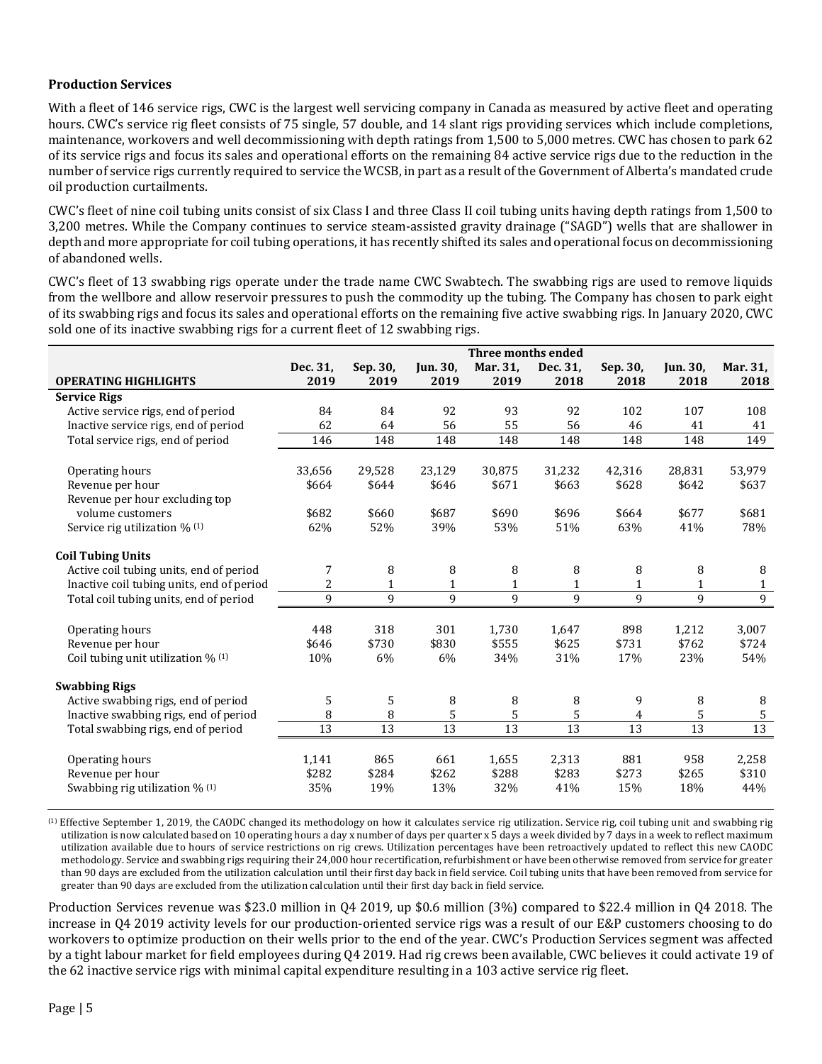**Production Services**

With a fleet of 146 service rigs, CWC is the largest well servicing company in Canada as measured by active fleet and operating hours. CWC's service rig fleet consists of 75 single, 57 double, and 14 slant rigs providing services which include completions, maintenance, workovers and well decommissioning with depth ratings from 1,500 to 5,000 metres. CWC has chosen to park 62 of its service rigs and focus its sales and operational efforts on the remaining 84 active service rigs due to the reduction in the number of service rigs currently required to service the WCSB, in part as a result of the Government of Alberta's mandated crude oil production curtailments.

CWC's fleet of nine coil tubing units consist of six Class I and three Class II coil tubing units having depth ratings from 1,500 to 3,200 metres. While the Company continues to service steam-assisted gravity drainage ("SAGD") wells that are shallower in depth and more appropriate for coil tubing operations, it has recently shifted its sales and operational focus on decommissioning of abandoned wells.

CWC's fleet of 13 swabbing rigs operate under the trade name CWC Swabtech. The swabbing rigs are used to remove liquids from the wellbore and allow reservoir pressures to push the commodity up the tubing. The Company has chosen to park eight of its swabbing rigs and focus its sales and operational efforts on the remaining five active swabbing rigs. In January 2020, CWC sold one of its inactive swabbing rigs for a current fleet of 12 swabbing rigs.

| | Three months ended | | | | | | | |
|---|---|---|---|---|---|---|---|---|
| **OPERATING HIGHLIGHTS** | **Dec. 31, 2019** | **Sep. 30, 2019** | **Jun. 30, 2019** | **Mar. 31, 2019** | **Dec. 31, 2018** | **Sep. 30, 2018** | **Jun. 30, 2018** | **Mar. 31, 2018** |
| **Service Rigs** | | | | | | | | |
| Active service rigs, end of period | 84 | 84 | 92 | 93 | 92 | 102 | 107 | 108 |
| Inactive service rigs, end of period | 62 | 64 | 56 | 55 | 56 | 46 | 41 | 41 |
| Total service rigs, end of period | 146 | 148 | 148 | 148 | 148 | 148 | 148 | 149 |
| Operating hours | 33,656 | 29,528 | 23,129 | 30,875 | 31,232 | 42,316 | 28,831 | 53,979 |
| Revenue per hour | $664 | $644 | $646 | $671 | $663 | $628 | $642 | $637 |
| Revenue per hour excluding top volume customers | $682 | $660 | $687 | $690 | $696 | $664 | $677 | $681 |
| Service rig utilization % (1) | 62% | 52% | 39% | 53% | 51% | 63% | 41% | 78% |
| **Coil Tubing Units** | | | | | | | | |
| Active coil tubing units, end of period | 7 | 8 | 8 | 8 | 8 | 8 | 8 | 8 |
| Inactive coil tubing units, end of period | 2 | 1 | 1 | 1 | 1 | 1 | 1 | 1 |
| Total coil tubing units, end of period | 9 | 9 | 9 | 9 | 9 | 9 | 9 | 9 |
| Operating hours | 448 | 318 | 301 | 1,730 | 1,647 | 898 | 1,212 | 3,007 |
| Revenue per hour | $646 | $730 | $830 | $555 | $625 | $731 | $762 | $724 |
| Coil tubing unit utilization % (1) | 10% | 6% | 6% | 34% | 31% | 17% | 23% | 54% |
| **Swabbing Rigs** | | | | | | | | |
| Active swabbing rigs, end of period | 5 | 5 | 8 | 8 | 8 | 9 | 8 | 8 |
| Inactive swabbing rigs, end of period | 8 | 8 | 5 | 5 | 5 | 4 | 5 | 5 |
| Total swabbing rigs, end of period | 13 | 13 | 13 | 13 | 13 | 13 | 13 | 13 |
| Operating hours | 1,141 | 865 | 661 | 1,655 | 2,313 | 881 | 958 | 2,258 |
| Revenue per hour | $282 | $284 | $262 | $288 | $283 | $273 | $265 | $310 |
| Swabbing rig utilization % (1) | 35% | 19% | 13% | 32% | 41% | 15% | 18% | 44% |

(1) Effective September 1, 2019, the CAODC changed its methodology on how it calculates service rig utilization. Service rig, coil tubing unit and swabbing rig utilization is now calculated based on 10 operating hours a day x number of days per quarter x 5 days a week divided by 7 days in a week to reflect maximum utilization available due to hours of service restrictions on rig crews. Utilization percentages have been retroactively updated to reflect this new CAODC methodology. Service and swabbing rigs requiring their 24,000 hour recertification, refurbishment or have been otherwise removed from service for greater than 90 days are excluded from the utilization calculation until their first day back in field service. Coil tubing units that have been removed from service for greater than 90 days are excluded from the utilization calculation until their first day back in field service.

Production Services revenue was $23.0 million in Q4 2019, up $0.6 million (3%) compared to $22.4 million in Q4 2018. The increase in Q4 2019 activity levels for our production-oriented service rigs was a result of our E&P customers choosing to do workovers to optimize production on their wells prior to the end of the year. CWC's Production Services segment was affected by a tight labour market for field employees during Q4 2019. Had rig crews been available, CWC believes it could activate 19 of the 62 inactive service rigs with minimal capital expenditure resulting in a 103 active service rig fleet.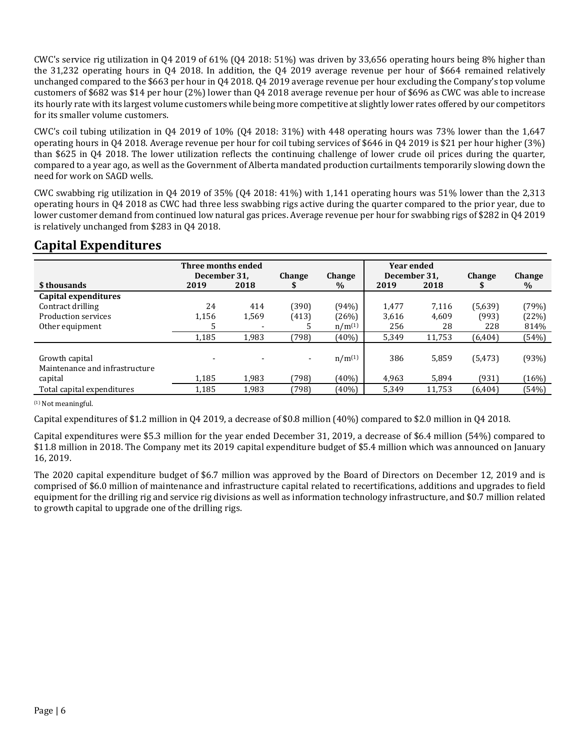CWC's service rig utilization in Q4 2019 of 61% (Q4 2018: 51%) was driven by 33,656 operating hours being 8% higher than the 31,232 operating hours in Q4 2018. In addition, the Q4 2019 average revenue per hour of $664 remained relatively unchanged compared to the $663 per hour in Q4 2018. Q4 2019 average revenue per hour excluding the Company's top volume customers of $682 was $14 per hour (2%) lower than Q4 2018 average revenue per hour of $696 as CWC was able to increase its hourly rate with its largest volume customers while being more competitive at slightly lower rates offered by our competitors for its smaller volume customers.

CWC's coil tubing utilization in Q4 2019 of 10% (Q4 2018: 31%) with 448 operating hours was 73% lower than the 1,647 operating hours in Q4 2018. Average revenue per hour for coil tubing services of $646 in Q4 2019 is $21 per hour higher (3%) than $625 in Q4 2018. The lower utilization reflects the continuing challenge of lower crude oil prices during the quarter, compared to a year ago, as well as the Government of Alberta mandated production curtailments temporarily slowing down the need for work on SAGD wells.

CWC swabbing rig utilization in Q4 2019 of 35% (Q4 2018: 41%) with 1,141 operating hours was 51% lower than the 2,313 operating hours in Q4 2018 as CWC had three less swabbing rigs active during the quarter compared to the prior year, due to lower customer demand from continued low natural gas prices. Average revenue per hour for swabbing rigs of $282 in Q4 2019 is relatively unchanged from $283 in Q4 2018.

## Capital Expenditures

| $ thousands | Three months ended December 31, 2019 | 2018 | Change $ | Change % | Year ended December 31, 2019 | 2018 | Change $ | Change % |
|---|---|---|---|---|---|---|---|---|
| **Capital expenditures** | | | | | | | | |
| Contract drilling | 24 | 414 | (390) | (94%) | 1,477 | 7,116 | (5,639) | (79%) |
| Production services | 1,156 | 1,569 | (413) | (26%) | 3,616 | 4,609 | (993) | (22%) |
| Other equipment | 5 | - | 5 | n/m[1] | 256 | 28 | 228 | 814% |
| | 1,185 | 1,983 | (798) | (40%) | 5,349 | 11,753 | (6,404) | (54%) |
| Growth capital | - | - | - | n/m[1] | 386 | 5,859 | (5,473) | (93%) |
| Maintenance and infrastructure capital | 1,185 | 1,983 | (798) | (40%) | 4,963 | 5,894 | (931) | (16%) |
| Total capital expenditures | 1,185 | 1,983 | (798) | (40%) | 5,349 | 11,753 | (6,404) | (54%) |

[1] Not meaningful.

Capital expenditures of $1.2 million in Q4 2019, a decrease of $0.8 million (40%) compared to $2.0 million in Q4 2018.

Capital expenditures were $5.3 million for the year ended December 31, 2019, a decrease of $6.4 million (54%) compared to $11.8 million in 2018. The Company met its 2019 capital expenditure budget of $5.4 million which was announced on January 16, 2019.

The 2020 capital expenditure budget of $6.7 million was approved by the Board of Directors on December 12, 2019 and is comprised of $6.0 million of maintenance and infrastructure capital related to recertifications, additions and upgrades to field equipment for the drilling rig and service rig divisions as well as information technology infrastructure, and $0.7 million related to growth capital to upgrade one of the drilling rigs.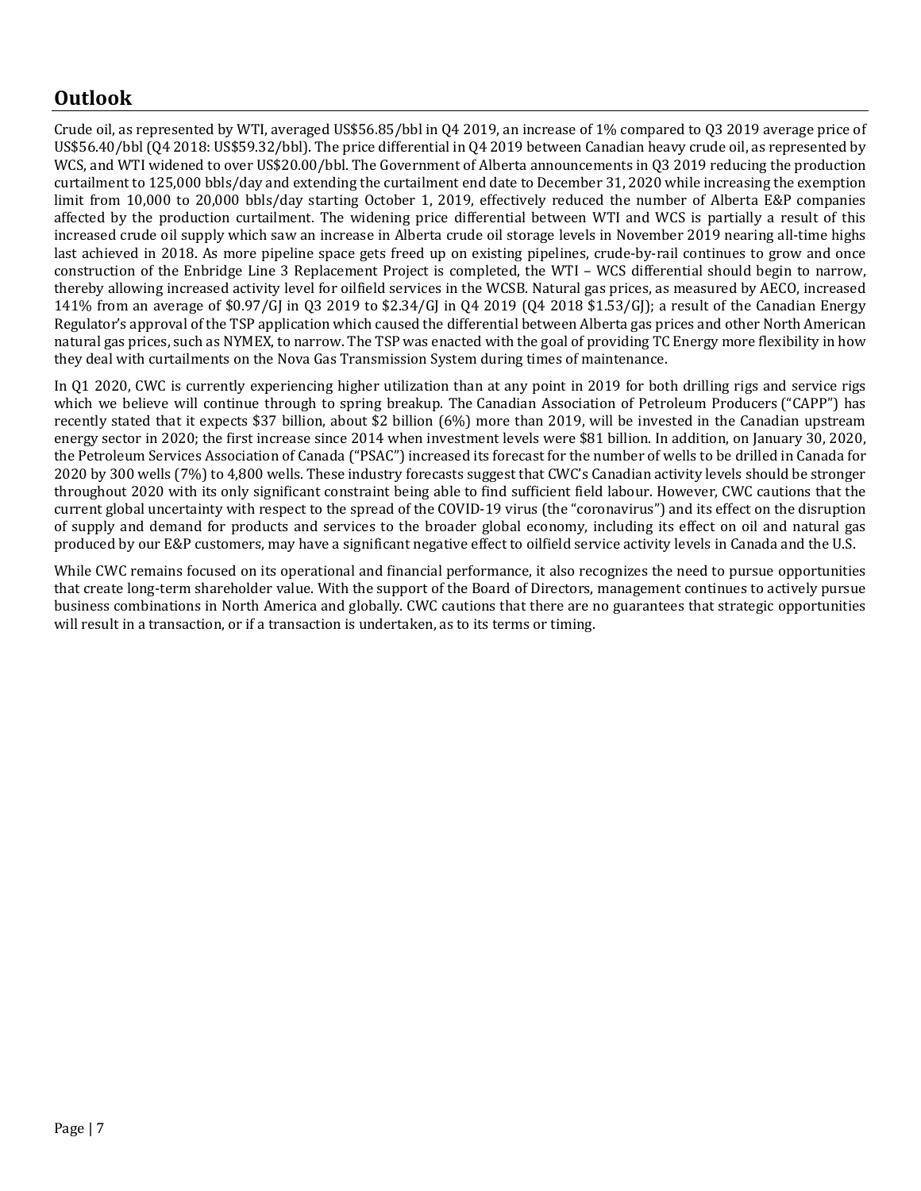## Outlook

Crude oil, as represented by WTI, averaged US$56.85/bbl in Q4 2019, an increase of 1% compared to Q3 2019 average price of US$56.40/bbl (Q4 2018: US$59.32/bbl). The price differential in Q4 2019 between Canadian heavy crude oil, as represented by WCS, and WTI widened to over US$20.00/bbl. The Government of Alberta announcements in Q3 2019 reducing the production curtailment to 125,000 bbls/day and extending the curtailment end date to December 31, 2020 while increasing the exemption limit from 10,000 to 20,000 bbls/day starting October 1, 2019, effectively reduced the number of Alberta E&P companies affected by the production curtailment. The widening price differential between WTI and WCS is partially a result of this increased crude oil supply which saw an increase in Alberta crude oil storage levels in November 2019 nearing all-time highs last achieved in 2018. As more pipeline space gets freed up on existing pipelines, crude-by-rail continues to grow and once construction of the Enbridge Line 3 Replacement Project is completed, the WTI – WCS differential should begin to narrow, thereby allowing increased activity level for oilfield services in the WCSB. Natural gas prices, as measured by AECO, increased 141% from an average of $0.97/GJ in Q3 2019 to $2.34/GJ in Q4 2019 (Q4 2018 $1.53/GJ); a result of the Canadian Energy Regulator's approval of the TSP application which caused the differential between Alberta gas prices and other North American natural gas prices, such as NYMEX, to narrow. The TSP was enacted with the goal of providing TC Energy more flexibility in how they deal with curtailments on the Nova Gas Transmission System during times of maintenance.

In Q1 2020, CWC is currently experiencing higher utilization than at any point in 2019 for both drilling rigs and service rigs which we believe will continue through to spring breakup. The Canadian Association of Petroleum Producers ("CAPP") has recently stated that it expects $37 billion, about $2 billion (6%) more than 2019, will be invested in the Canadian upstream energy sector in 2020; the first increase since 2014 when investment levels were $81 billion. In addition, on January 30, 2020, the Petroleum Services Association of Canada ("PSAC") increased its forecast for the number of wells to be drilled in Canada for 2020 by 300 wells (7%) to 4,800 wells. These industry forecasts suggest that CWC's Canadian activity levels should be stronger throughout 2020 with its only significant constraint being able to find sufficient field labour. However, CWC cautions that the current global uncertainty with respect to the spread of the COVID-19 virus (the "coronavirus") and its effect on the disruption of supply and demand for products and services to the broader global economy, including its effect on oil and natural gas produced by our E&P customers, may have a significant negative effect to oilfield service activity levels in Canada and the U.S.

While CWC remains focused on its operational and financial performance, it also recognizes the need to pursue opportunities that create long-term shareholder value. With the support of the Board of Directors, management continues to actively pursue business combinations in North America and globally. CWC cautions that there are no guarantees that strategic opportunities will result in a transaction, or if a transaction is undertaken, as to its terms or timing.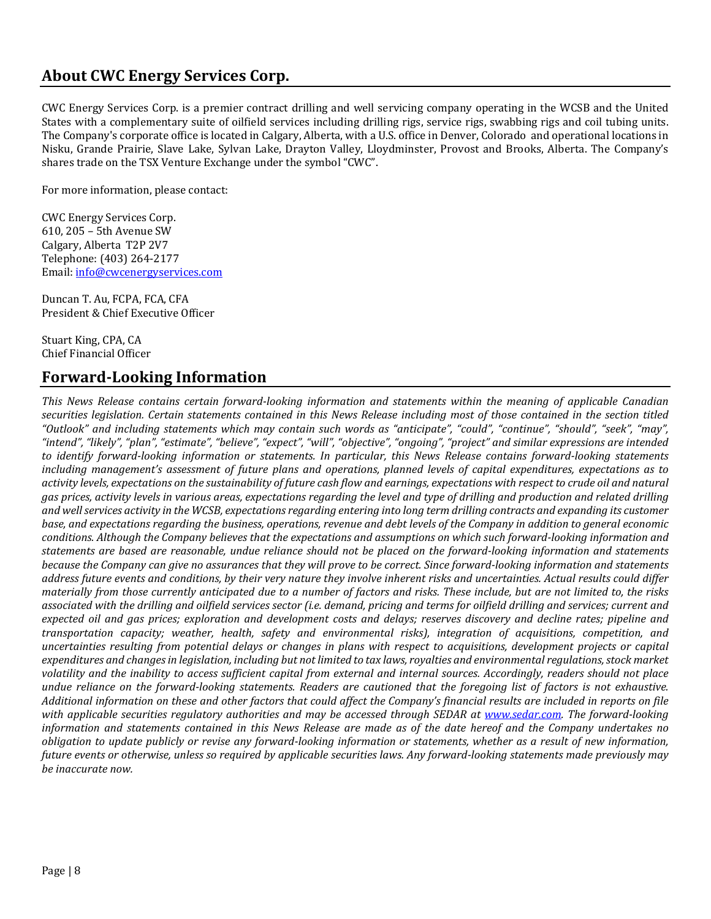## About CWC Energy Services Corp.

CWC Energy Services Corp. is a premier contract drilling and well servicing company operating in the WCSB and the United States with a complementary suite of oilfield services including drilling rigs, service rigs, swabbing rigs and coil tubing units. The Company's corporate office is located in Calgary, Alberta, with a U.S. office in Denver, Colorado and operational locations in Nisku, Grande Prairie, Slave Lake, Sylvan Lake, Drayton Valley, Lloydminster, Provost and Brooks, Alberta. The Company's shares trade on the TSX Venture Exchange under the symbol "CWC".

For more information, please contact:

CWC Energy Services Corp.
610, 205 – 5th Avenue SW
Calgary, Alberta T2P 2V7
Telephone: (403) 264-2177
Email: [info@cwcenergyservices.com](mailto:info@cwcenergyservices.com)

Duncan T. Au, FCPA, FCA, CFA
President & Chief Executive Officer

Stuart King, CPA, CA
Chief Financial Officer

## Forward-Looking Information

*This News Release contains certain forward-looking information and statements within the meaning of applicable Canadian securities legislation. Certain statements contained in this News Release including most of those contained in the section titled "Outlook" and including statements which may contain such words as "anticipate", "could", "continue", "should", "seek", "may", "intend", "likely", "plan", "estimate", "believe", "expect", "will", "objective", "ongoing", "project" and similar expressions are intended to identify forward-looking information or statements. In particular, this News Release contains forward-looking statements including management's assessment of future plans and operations, planned levels of capital expenditures, expectations as to activity levels, expectations on the sustainability of future cash flow and earnings, expectations with respect to crude oil and natural gas prices, activity levels in various areas, expectations regarding the level and type of drilling and production and related drilling and well services activity in the WCSB, expectations regarding entering into long term drilling contracts and expanding its customer base, and expectations regarding the business, operations, revenue and debt levels of the Company in addition to general economic conditions. Although the Company believes that the expectations and assumptions on which such forward-looking information and statements are based are reasonable, undue reliance should not be placed on the forward-looking information and statements because the Company can give no assurances that they will prove to be correct. Since forward-looking information and statements address future events and conditions, by their very nature they involve inherent risks and uncertainties. Actual results could differ materially from those currently anticipated due to a number of factors and risks. These include, but are not limited to, the risks associated with the drilling and oilfield services sector (i.e. demand, pricing and terms for oilfield drilling and services; current and expected oil and gas prices; exploration and development costs and delays; reserves discovery and decline rates; pipeline and transportation capacity; weather, health, safety and environmental risks), integration of acquisitions, competition, and uncertainties resulting from potential delays or changes in plans with respect to acquisitions, development projects or capital expenditures and changes in legislation, including but not limited to tax laws, royalties and environmental regulations, stock market volatility and the inability to access sufficient capital from external and internal sources. Accordingly, readers should not place undue reliance on the forward-looking statements. Readers are cautioned that the foregoing list of factors is not exhaustive. Additional information on these and other factors that could affect the Company's financial results are included in reports on file with applicable securities regulatory authorities and may be accessed through SEDAR at [www.sedar.com](http://www.sedar.com). The forward-looking information and statements contained in this News Release are made as of the date hereof and the Company undertakes no obligation to update publicly or revise any forward-looking information or statements, whether as a result of new information, future events or otherwise, unless so required by applicable securities laws. Any forward-looking statements made previously may be inaccurate now.*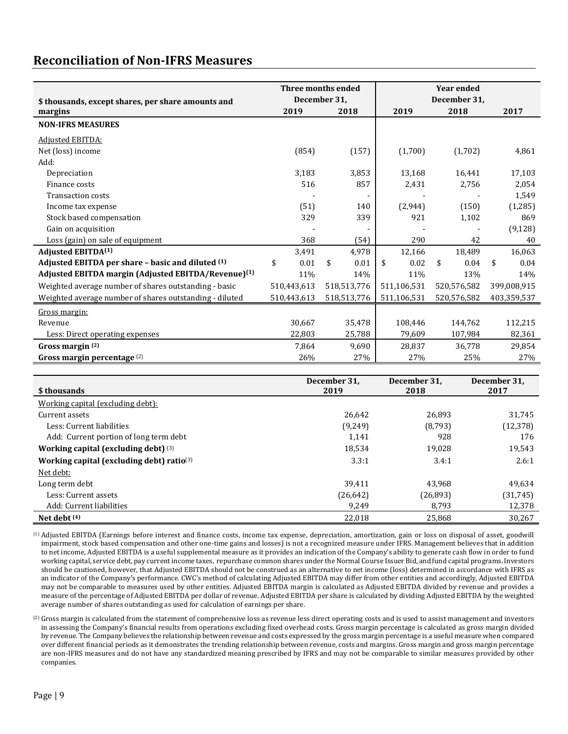## Reconciliation of Non-IFRS Measures

| $ thousands, except shares, per share amounts and margins | Three months ended December 31, 2019 | Three months ended December 31, 2018 | Year ended December 31, 2019 | Year ended December 31, 2018 | Year ended December 31, 2017 |
|---|---|---|---|---|---|
| **NON-IFRS MEASURES** | | | | | |
| Adjusted EBITDA: | | | | | |
| Net (loss) income | (854) | (157) | (1,700) | (1,702) | 4,861 |
| Add: | | | | | |
| Depreciation | 3,183 | 3,853 | 13,168 | 16,441 | 17,103 |
| Finance costs | 516 | 857 | 2,431 | 2,756 | 2,054 |
| Transaction costs | - | - | - | - | 1,549 |
| Income tax expense | (51) | 140 | (2,944) | (150) | (1,285) |
| Stock based compensation | 329 | 339 | 921 | 1,102 | 869 |
| Gain on acquisition | - | - | - | - | (9,128) |
| Loss (gain) on sale of equipment | 368 | (54) | 290 | 42 | 40 |
| **Adjusted EBITDA[1]** | 3,491 | 4,978 | 12,166 | 18,489 | 16,063 |
| **Adjusted EBITDA per share – basic and diluted [1]** | $ 0.01 | $ 0.01 | $ 0.02 | $ 0.04 | $ 0.04 |
| **Adjusted EBITDA margin (Adjusted EBITDA/Revenue)[1]** | 11% | 14% | 11% | 13% | 14% |
| Weighted average number of shares outstanding - basic | 510,443,613 | 518,513,776 | 511,106,531 | 520,576,582 | 399,008,915 |
| Weighted average number of shares outstanding - diluted | 510,443,613 | 518,513,776 | 511,106,531 | 520,576,582 | 403,359,537 |
| Gross margin: | | | | | |
| Revenue | 30,667 | 35,478 | 108,446 | 144,762 | 112,215 |
| Less: Direct operating expenses | 22,803 | 25,788 | 79,609 | 107,984 | 82,361 |
| **Gross margin [2]** | 7,864 | 9,690 | 28,837 | 36,778 | 29,854 |
| **Gross margin percentage [2]** | 26% | 27% | 27% | 25% | 27% |

| $ thousands | December 31, 2019 | December 31, 2018 | December 31, 2017 |
|---|---|---|---|
| Working capital (excluding debt): | | | |
| Current assets | 26,642 | 26,893 | 31,745 |
| Less: Current liabilities | (9,249) | (8,793) | (12,378) |
| Add: Current portion of long term debt | 1,141 | 928 | 176 |
| **Working capital (excluding debt) [3]** | 18,534 | 19,028 | 19,543 |
| **Working capital (excluding debt) ratio[3]** | 3.3:1 | 3.4:1 | 2.6:1 |
| Net debt: | | | |
| Long term debt | 39,411 | 43,968 | 49,634 |
| Less: Current assets | (26,642) | (26,893) | (31,745) |
| Add: Current liabilities | 9,249 | 8,793 | 12,378 |
| **Net debt [4]** | 22,018 | 25,868 | 30,267 |

[1] Adjusted EBITDA (Earnings before interest and finance costs, income tax expense, depreciation, amortization, gain or loss on disposal of asset, goodwill impairment, stock based compensation and other one-time gains and losses) is not a recognized measure under IFRS. Management believes that in addition to net income, Adjusted EBITDA is a useful supplemental measure as it provides an indication of the Company's ability to generate cash flow in order to fund working capital, service debt, pay current income taxes, repurchase common shares under the Normal Course Issuer Bid, and fund capital programs. Investors should be cautioned, however, that Adjusted EBITDA should not be construed as an alternative to net income (loss) determined in accordance with IFRS as an indicator of the Company's performance. CWC's method of calculating Adjusted EBITDA may differ from other entities and accordingly, Adjusted EBITDA may not be comparable to measures used by other entities. Adjusted EBITDA margin is calculated as Adjusted EBITDA divided by revenue and provides a measure of the percentage of Adjusted EBITDA per dollar of revenue. Adjusted EBITDA per share is calculated by dividing Adjusted EBITDA by the weighted average number of shares outstanding as used for calculation of earnings per share.

[2] Gross margin is calculated from the statement of comprehensive loss as revenue less direct operating costs and is used to assist management and investors in assessing the Company's financial results from operations excluding fixed overhead costs. Gross margin percentage is calculated as gross margin divided by revenue. The Company believes the relationship between revenue and costs expressed by the gross margin percentage is a useful measure when compared over different financial periods as it demonstrates the trending relationship between revenue, costs and margins. Gross margin and gross margin percentage are non-IFRS measures and do not have any standardized meaning prescribed by IFRS and may not be comparable to similar measures provided by other companies.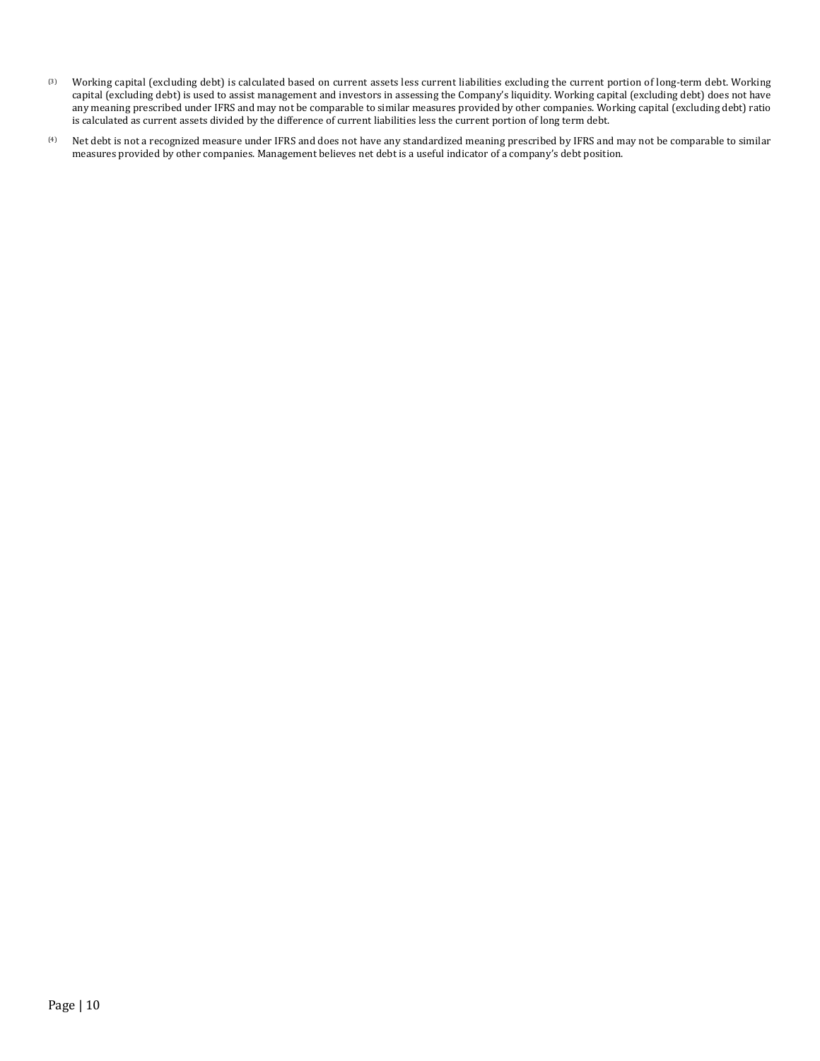(3) Working capital (excluding debt) is calculated based on current assets less current liabilities excluding the current portion of long-term debt. Working capital (excluding debt) is used to assist management and investors in assessing the Company's liquidity. Working capital (excluding debt) does not have any meaning prescribed under IFRS and may not be comparable to similar measures provided by other companies. Working capital (excluding debt) ratio is calculated as current assets divided by the difference of current liabilities less the current portion of long term debt.

(4) Net debt is not a recognized measure under IFRS and does not have any standardized meaning prescribed by IFRS and may not be comparable to similar measures provided by other companies. Management believes net debt is a useful indicator of a company's debt position.